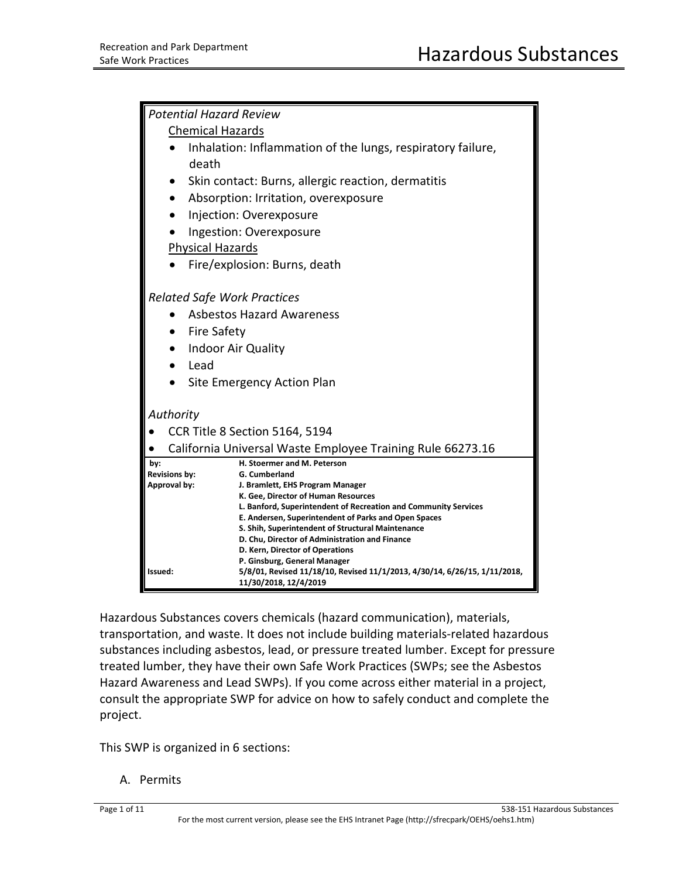# Hazardous Substances

*Potential Hazard Review*

Chemical Hazards

- Inhalation: Inflammation of the lungs, respiratory failure, death
- Skin contact: Burns, allergic reaction, dermatitis
- Absorption: Irritation, overexposure
- Injection: Overexposure
- Ingestion: Overexposure

Physical Hazards

- Fire/explosion: Burns, death

*Related Safe Work Practices*

- Asbestos Hazard Awareness
- Fire Safety
- Indoor Air Quality
- Lead
- Site Emergency Action Plan

*Authority*

- CCR Title 8 Section 5164, 5194
- California Universal Waste Employee Training Rule 66273.16

| | |
|---|---|
| **by:** | **H. Stoermer and M. Peterson** |
| **Revisions by:** | **G. Cumberland** |
| **Approval by:** | **J. Bramlett, EHS Program Manager**<br>**K. Gee, Director of Human Resources**<br>**L. Banford, Superintendent of Recreation and Community Services**<br>**E. Andersen, Superintendent of Parks and Open Spaces**<br>**S. Shih, Superintendent of Structural Maintenance**<br>**D. Chu, Director of Administration and Finance**<br>**D. Kern, Director of Operations**<br>**P. Ginsburg, General Manager** |
| **Issued:** | **5/8/01, Revised 11/18/10, Revised 11/1/2013, 4/30/14, 6/26/15, 1/11/2018, 11/30/2018, 12/4/2019** |

Hazardous Substances covers chemicals (hazard communication), materials, transportation, and waste. It does not include building materials-related hazardous substances including asbestos, lead, or pressure treated lumber. Except for pressure treated lumber, they have their own Safe Work Practices (SWPs; see the Asbestos Hazard Awareness and Lead SWPs). If you come across either material in a project, consult the appropriate SWP for advice on how to safely conduct and complete the project.

This SWP is organized in 6 sections:

A. Permits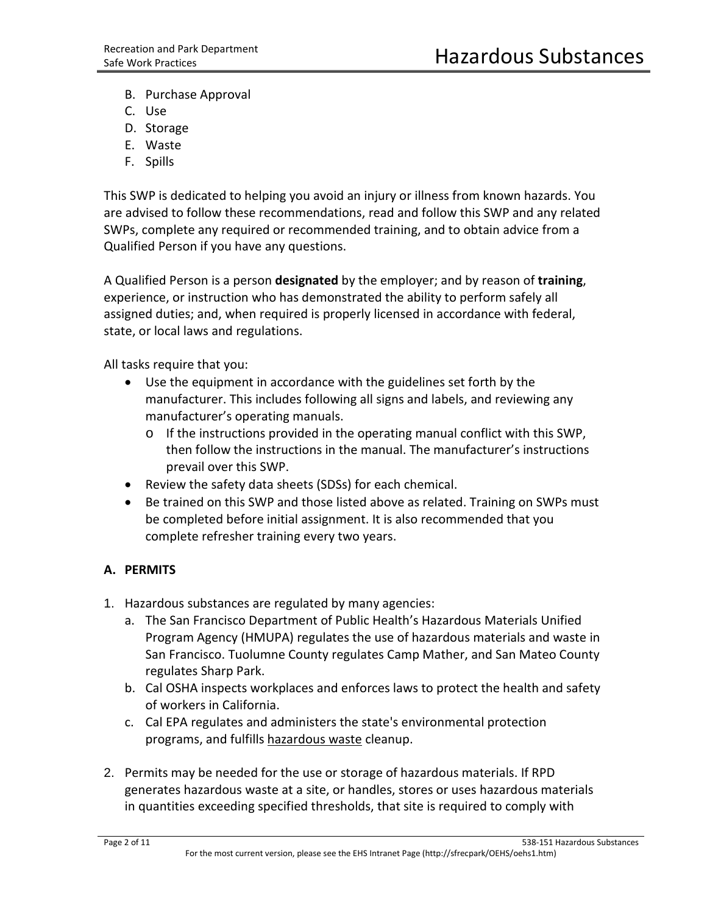B. Purchase Approval
C. Use
D. Storage
E. Waste
F. Spills

This SWP is dedicated to helping you avoid an injury or illness from known hazards. You are advised to follow these recommendations, read and follow this SWP and any related SWPs, complete any required or recommended training, and to obtain advice from a Qualified Person if you have any questions.

A Qualified Person is a person **designated** by the employer; and by reason of **training**, experience, or instruction who has demonstrated the ability to perform safely all assigned duties; and, when required is properly licensed in accordance with federal, state, or local laws and regulations.

All tasks require that you:

- Use the equipment in accordance with the guidelines set forth by the manufacturer. This includes following all signs and labels, and reviewing any manufacturer's operating manuals.
  - o If the instructions provided in the operating manual conflict with this SWP, then follow the instructions in the manual. The manufacturer's instructions prevail over this SWP.
- Review the safety data sheets (SDSs) for each chemical.
- Be trained on this SWP and those listed above as related. Training on SWPs must be completed before initial assignment. It is also recommended that you complete refresher training every two years.

## A. PERMITS

1. Hazardous substances are regulated by many agencies:
   a. The San Francisco Department of Public Health's Hazardous Materials Unified Program Agency (HMUPA) regulates the use of hazardous materials and waste in San Francisco. Tuolumne County regulates Camp Mather, and San Mateo County regulates Sharp Park.
   b. Cal OSHA inspects workplaces and enforces laws to protect the health and safety of workers in California.
   c. Cal EPA regulates and administers the state's environmental protection programs, and fulfills hazardous waste cleanup.

2. Permits may be needed for the use or storage of hazardous materials. If RPD generates hazardous waste at a site, or handles, stores or uses hazardous materials in quantities exceeding specified thresholds, that site is required to comply with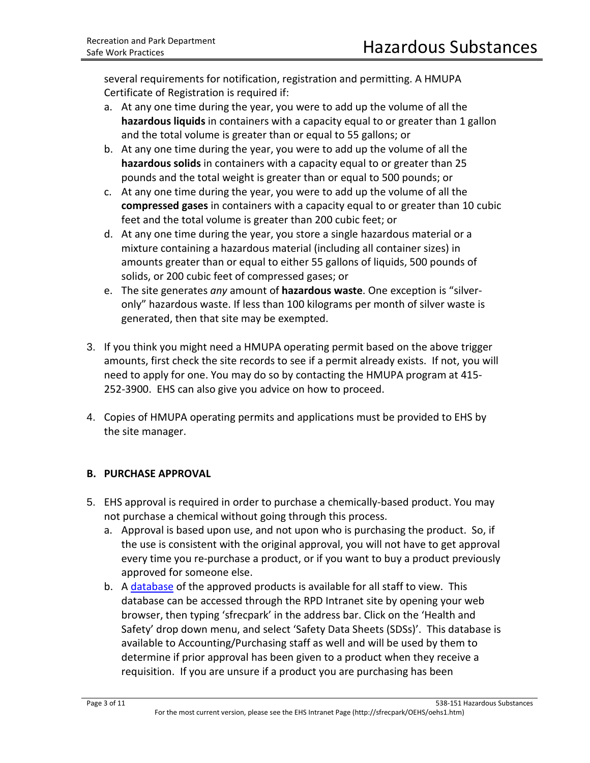several requirements for notification, registration and permitting. A HMUPA Certificate of Registration is required if:

a. At any one time during the year, you were to add up the volume of all the **hazardous liquids** in containers with a capacity equal to or greater than 1 gallon and the total volume is greater than or equal to 55 gallons; or
b. At any one time during the year, you were to add up the volume of all the **hazardous solids** in containers with a capacity equal to or greater than 25 pounds and the total weight is greater than or equal to 500 pounds; or
c. At any one time during the year, you were to add up the volume of all the **compressed gases** in containers with a capacity equal to or greater than 10 cubic feet and the total volume is greater than 200 cubic feet; or
d. At any one time during the year, you store a single hazardous material or a mixture containing a hazardous material (including all container sizes) in amounts greater than or equal to either 55 gallons of liquids, 500 pounds of solids, or 200 cubic feet of compressed gases; or
e. The site generates *any* amount of **hazardous waste**. One exception is "silver-only" hazardous waste. If less than 100 kilograms per month of silver waste is generated, then that site may be exempted.

3. If you think you might need a HMUPA operating permit based on the above trigger amounts, first check the site records to see if a permit already exists. If not, you will need to apply for one. You may do so by contacting the HMUPA program at 415-252-3900. EHS can also give you advice on how to proceed.

4. Copies of HMUPA operating permits and applications must be provided to EHS by the site manager.

## B. PURCHASE APPROVAL

5. EHS approval is required in order to purchase a chemically-based product. You may not purchase a chemical without going through this process.
   a. Approval is based upon use, and not upon who is purchasing the product. So, if the use is consistent with the original approval, you will not have to get approval every time you re-purchase a product, or if you want to buy a product previously approved for someone else.
   b. A database of the approved products is available for all staff to view. This database can be accessed through the RPD Intranet site by opening your web browser, then typing 'sfrecpark' in the address bar. Click on the 'Health and Safety' drop down menu, and select 'Safety Data Sheets (SDSs)'. This database is available to Accounting/Purchasing staff as well and will be used by them to determine if prior approval has been given to a product when they receive a requisition. If you are unsure if a product you are purchasing has been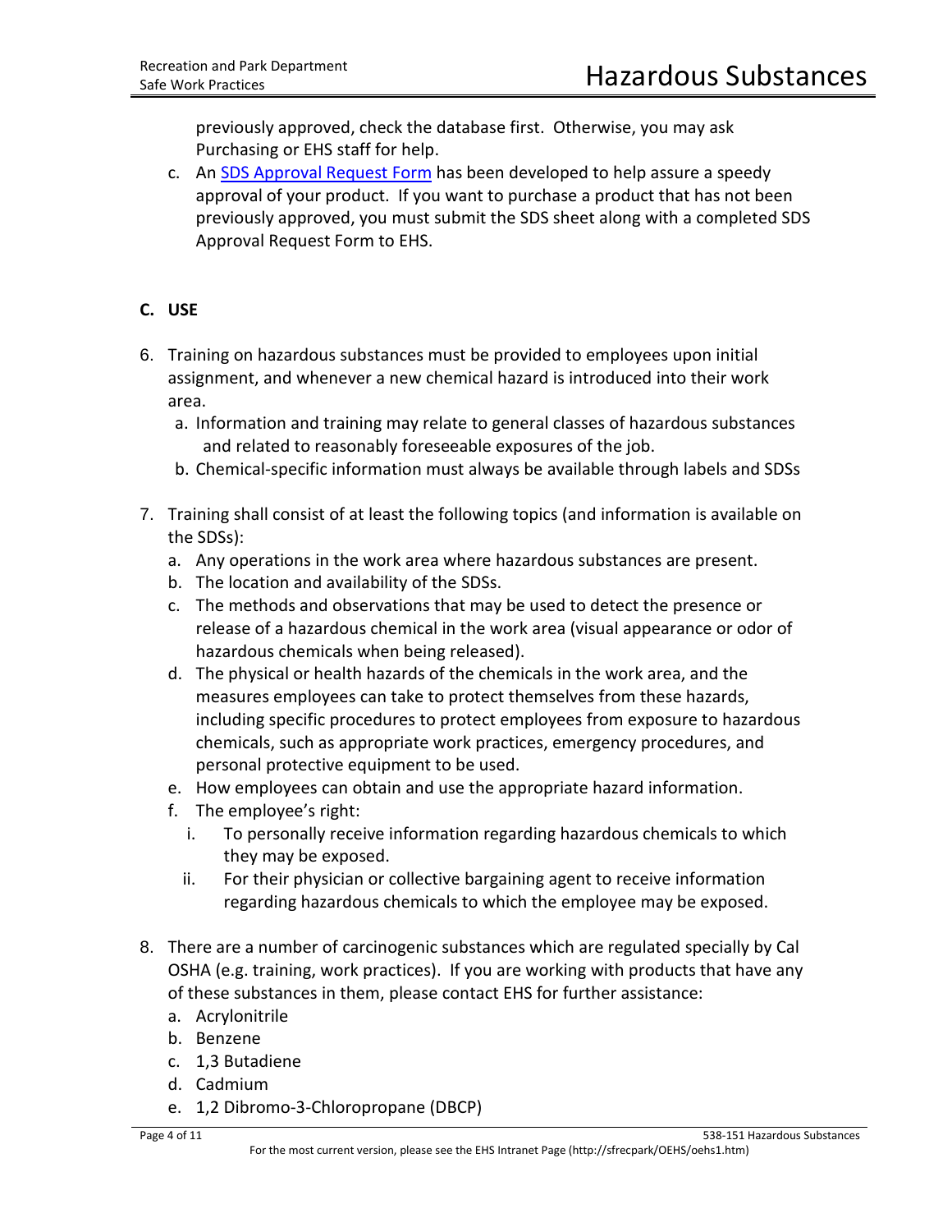previously approved, check the database first. Otherwise, you may ask Purchasing or EHS staff for help.

c. An [SDS Approval Request Form]() has been developed to help assure a speedy approval of your product. If you want to purchase a product that has not been previously approved, you must submit the SDS sheet along with a completed SDS Approval Request Form to EHS.

## C. USE

6. Training on hazardous substances must be provided to employees upon initial assignment, and whenever a new chemical hazard is introduced into their work area.
   a. Information and training may relate to general classes of hazardous substances and related to reasonably foreseeable exposures of the job.
   b. Chemical-specific information must always be available through labels and SDSs

7. Training shall consist of at least the following topics (and information is available on the SDSs):
   a. Any operations in the work area where hazardous substances are present.
   b. The location and availability of the SDSs.
   c. The methods and observations that may be used to detect the presence or release of a hazardous chemical in the work area (visual appearance or odor of hazardous chemicals when being released).
   d. The physical or health hazards of the chemicals in the work area, and the measures employees can take to protect themselves from these hazards, including specific procedures to protect employees from exposure to hazardous chemicals, such as appropriate work practices, emergency procedures, and personal protective equipment to be used.
   e. How employees can obtain and use the appropriate hazard information.
   f. The employee's right:
      i. To personally receive information regarding hazardous chemicals to which they may be exposed.
      ii. For their physician or collective bargaining agent to receive information regarding hazardous chemicals to which the employee may be exposed.

8. There are a number of carcinogenic substances which are regulated specially by Cal OSHA (e.g. training, work practices). If you are working with products that have any of these substances in them, please contact EHS for further assistance:
   a. Acrylonitrile
   b. Benzene
   c. 1,3 Butadiene
   d. Cadmium
   e. 1,2 Dibromo-3-Chloropropane (DBCP)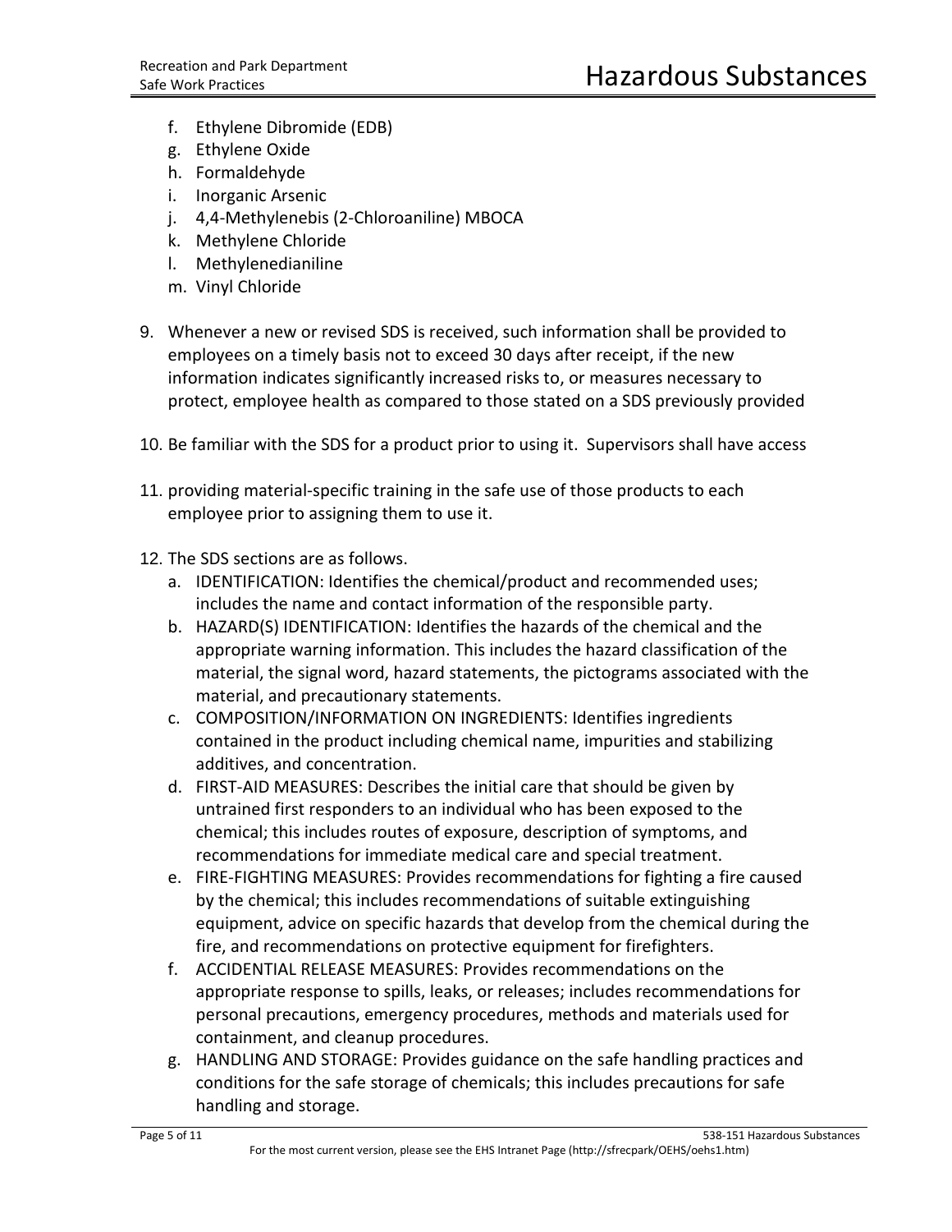f. Ethylene Dibromide (EDB)
g. Ethylene Oxide
h. Formaldehyde
i. Inorganic Arsenic
j. 4,4-Methylenebis (2-Chloroaniline) MBOCA
k. Methylene Chloride
l. Methylenedianiline
m. Vinyl Chloride

9. Whenever a new or revised SDS is received, such information shall be provided to employees on a timely basis not to exceed 30 days after receipt, if the new information indicates significantly increased risks to, or measures necessary to protect, employee health as compared to those stated on a SDS previously provided

10. Be familiar with the SDS for a product prior to using it. Supervisors shall have access

11. providing material-specific training in the safe use of those products to each employee prior to assigning them to use it.

12. The SDS sections are as follows.
    a. IDENTIFICATION: Identifies the chemical/product and recommended uses; includes the name and contact information of the responsible party.
    b. HAZARD(S) IDENTIFICATION: Identifies the hazards of the chemical and the appropriate warning information. This includes the hazard classification of the material, the signal word, hazard statements, the pictograms associated with the material, and precautionary statements.
    c. COMPOSITION/INFORMATION ON INGREDIENTS: Identifies ingredients contained in the product including chemical name, impurities and stabilizing additives, and concentration.
    d. FIRST-AID MEASURES: Describes the initial care that should be given by untrained first responders to an individual who has been exposed to the chemical; this includes routes of exposure, description of symptoms, and recommendations for immediate medical care and special treatment.
    e. FIRE-FIGHTING MEASURES: Provides recommendations for fighting a fire caused by the chemical; this includes recommendations of suitable extinguishing equipment, advice on specific hazards that develop from the chemical during the fire, and recommendations on protective equipment for firefighters.
    f. ACCIDENTIAL RELEASE MEASURES: Provides recommendations on the appropriate response to spills, leaks, or releases; includes recommendations for personal precautions, emergency procedures, methods and materials used for containment, and cleanup procedures.
    g. HANDLING AND STORAGE: Provides guidance on the safe handling practices and conditions for the safe storage of chemicals; this includes precautions for safe handling and storage.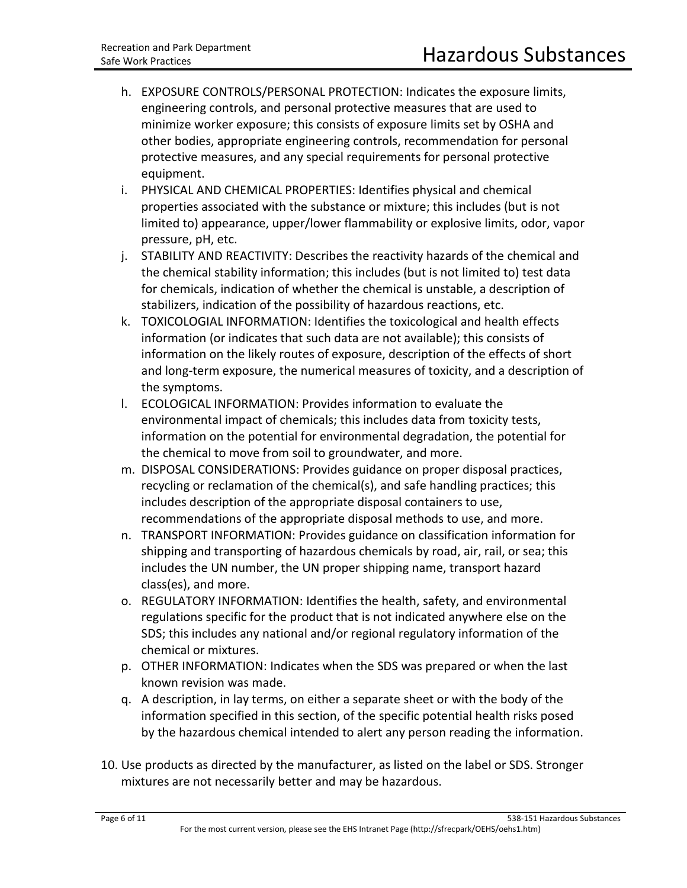h. EXPOSURE CONTROLS/PERSONAL PROTECTION: Indicates the exposure limits, engineering controls, and personal protective measures that are used to minimize worker exposure; this consists of exposure limits set by OSHA and other bodies, appropriate engineering controls, recommendation for personal protective measures, and any special requirements for personal protective equipment.
i. PHYSICAL AND CHEMICAL PROPERTIES: Identifies physical and chemical properties associated with the substance or mixture; this includes (but is not limited to) appearance, upper/lower flammability or explosive limits, odor, vapor pressure, pH, etc.
j. STABILITY AND REACTIVITY: Describes the reactivity hazards of the chemical and the chemical stability information; this includes (but is not limited to) test data for chemicals, indication of whether the chemical is unstable, a description of stabilizers, indication of the possibility of hazardous reactions, etc.
k. TOXICOLOGIAL INFORMATION: Identifies the toxicological and health effects information (or indicates that such data are not available); this consists of information on the likely routes of exposure, description of the effects of short and long-term exposure, the numerical measures of toxicity, and a description of the symptoms.
l. ECOLOGICAL INFORMATION: Provides information to evaluate the environmental impact of chemicals; this includes data from toxicity tests, information on the potential for environmental degradation, the potential for the chemical to move from soil to groundwater, and more.
m. DISPOSAL CONSIDERATIONS: Provides guidance on proper disposal practices, recycling or reclamation of the chemical(s), and safe handling practices; this includes description of the appropriate disposal containers to use, recommendations of the appropriate disposal methods to use, and more.
n. TRANSPORT INFORMATION: Provides guidance on classification information for shipping and transporting of hazardous chemicals by road, air, rail, or sea; this includes the UN number, the UN proper shipping name, transport hazard class(es), and more.
o. REGULATORY INFORMATION: Identifies the health, safety, and environmental regulations specific for the product that is not indicated anywhere else on the SDS; this includes any national and/or regional regulatory information of the chemical or mixtures.
p. OTHER INFORMATION: Indicates when the SDS was prepared or when the last known revision was made.
q. A description, in lay terms, on either a separate sheet or with the body of the information specified in this section, of the specific potential health risks posed by the hazardous chemical intended to alert any person reading the information.

10. Use products as directed by the manufacturer, as listed on the label or SDS. Stronger mixtures are not necessarily better and may be hazardous.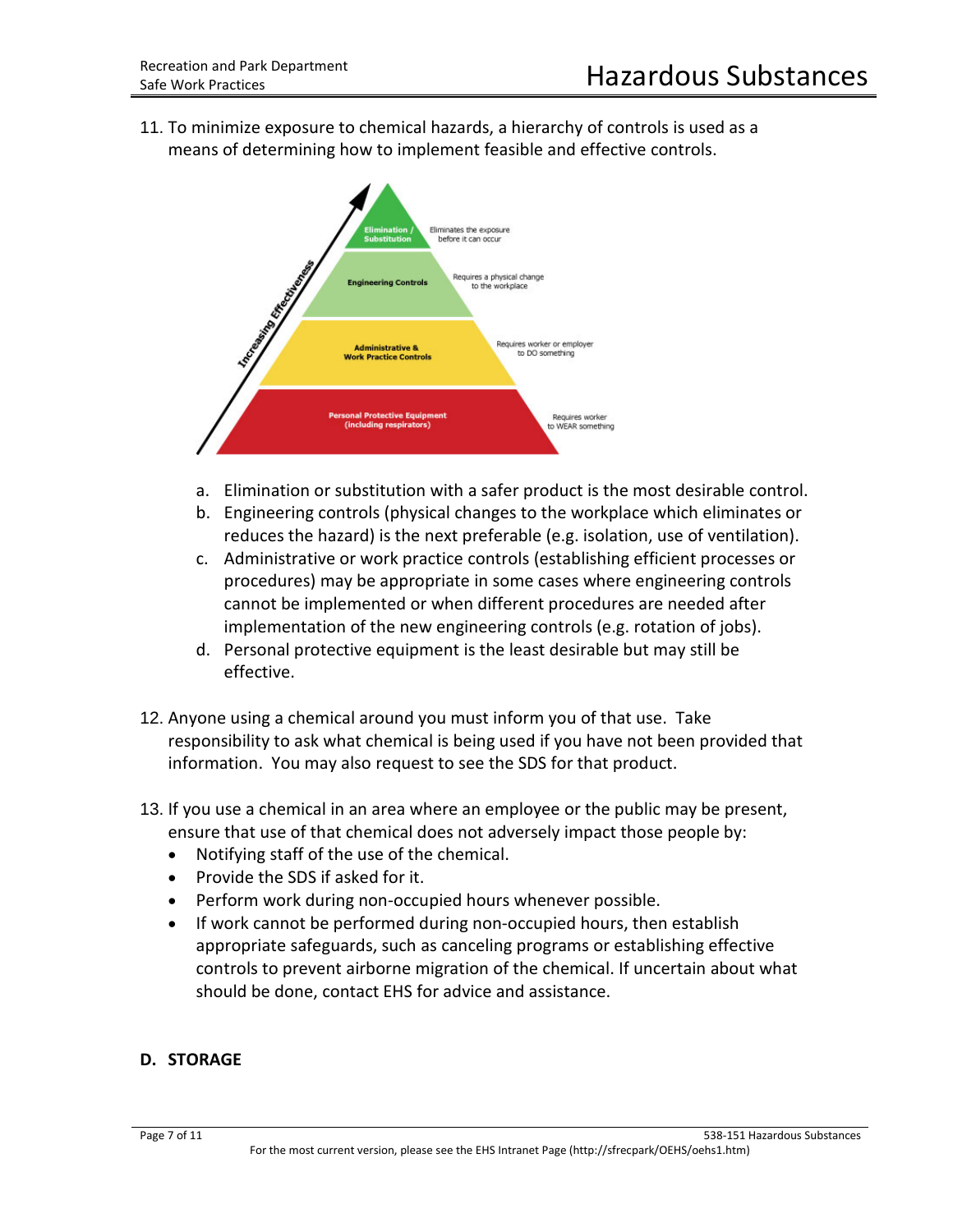11. To minimize exposure to chemical hazards, a hierarchy of controls is used as a means of determining how to implement feasible and effective controls.

    a. Elimination or substitution with a safer product is the most desirable control.
    b. Engineering controls (physical changes to the workplace which eliminates or reduces the hazard) is the next preferable (e.g. isolation, use of ventilation).
    c. Administrative or work practice controls (establishing efficient processes or procedures) may be appropriate in some cases where engineering controls cannot be implemented or when different procedures are needed after implementation of the new engineering controls (e.g. rotation of jobs).
    d. Personal protective equipment is the least desirable but may still be effective.

12. Anyone using a chemical around you must inform you of that use. Take responsibility to ask what chemical is being used if you have not been provided that information. You may also request to see the SDS for that product.

13. If you use a chemical in an area where an employee or the public may be present, ensure that use of that chemical does not adversely impact those people by:
    - Notifying staff of the use of the chemical.
    - Provide the SDS if asked for it.
    - Perform work during non-occupied hours whenever possible.
    - If work cannot be performed during non-occupied hours, then establish appropriate safeguards, such as canceling programs or establishing effective controls to prevent airborne migration of the chemical. If uncertain about what should be done, contact EHS for advice and assistance.

## D. STORAGE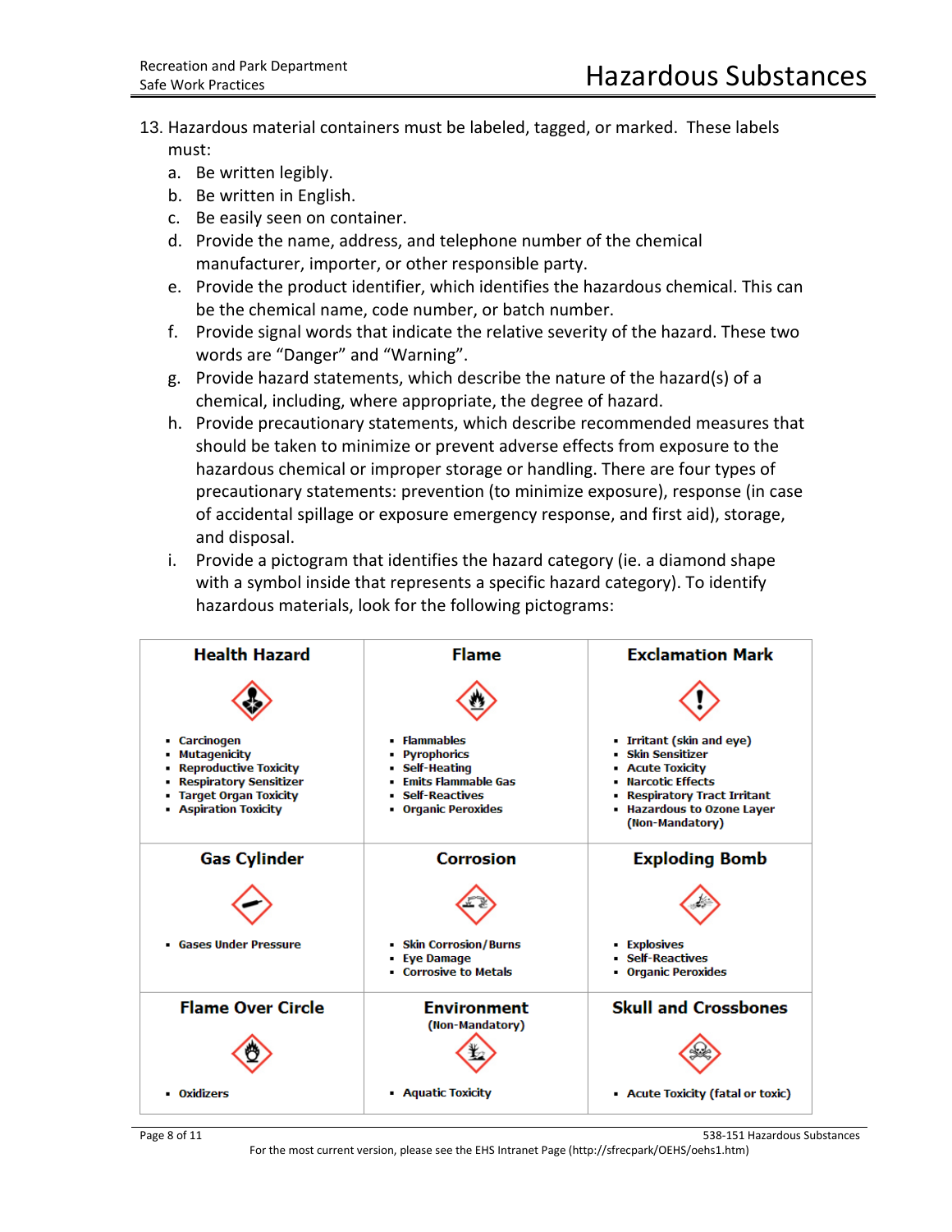13. Hazardous material containers must be labeled, tagged, or marked. These labels must:
    a. Be written legibly.
    b. Be written in English.
    c. Be easily seen on container.
    d. Provide the name, address, and telephone number of the chemical manufacturer, importer, or other responsible party.
    e. Provide the product identifier, which identifies the hazardous chemical. This can be the chemical name, code number, or batch number.
    f. Provide signal words that indicate the relative severity of the hazard. These two words are "Danger" and "Warning".
    g. Provide hazard statements, which describe the nature of the hazard(s) of a chemical, including, where appropriate, the degree of hazard.
    h. Provide precautionary statements, which describe recommended measures that should be taken to minimize or prevent adverse effects from exposure to the hazardous chemical or improper storage or handling. There are four types of precautionary statements: prevention (to minimize exposure), response (in case of accidental spillage or exposure emergency response, and first aid), storage, and disposal.
    i. Provide a pictogram that identifies the hazard category (ie. a diamond shape with a symbol inside that represents a specific hazard category). To identify hazardous materials, look for the following pictograms:

| **Health Hazard** | **Flame** | **Exclamation Mark** |
|---|---|---|
| ▪ Carcinogen<br>▪ Mutagenicity<br>▪ Reproductive Toxicity<br>▪ Respiratory Sensitizer<br>▪ Target Organ Toxicity<br>▪ Aspiration Toxicity | ▪ Flammables<br>▪ Pyrophorics<br>▪ Self-Heating<br>▪ Emits Flammable Gas<br>▪ Self-Reactives<br>▪ Organic Peroxides | ▪ Irritant (skin and eye)<br>▪ Skin Sensitizer<br>▪ Acute Toxicity<br>▪ Narcotic Effects<br>▪ Respiratory Tract Irritant<br>▪ Hazardous to Ozone Layer (Non-Mandatory) |
| **Gas Cylinder** | **Corrosion** | **Exploding Bomb** |
| ▪ Gases Under Pressure | ▪ Skin Corrosion/Burns<br>▪ Eye Damage<br>▪ Corrosive to Metals | ▪ Explosives<br>▪ Self-Reactives<br>▪ Organic Peroxides |
| **Flame Over Circle** | **Environment** (Non-Mandatory) | **Skull and Crossbones** |
| ▪ Oxidizers | ▪ Aquatic Toxicity | ▪ Acute Toxicity (fatal or toxic) |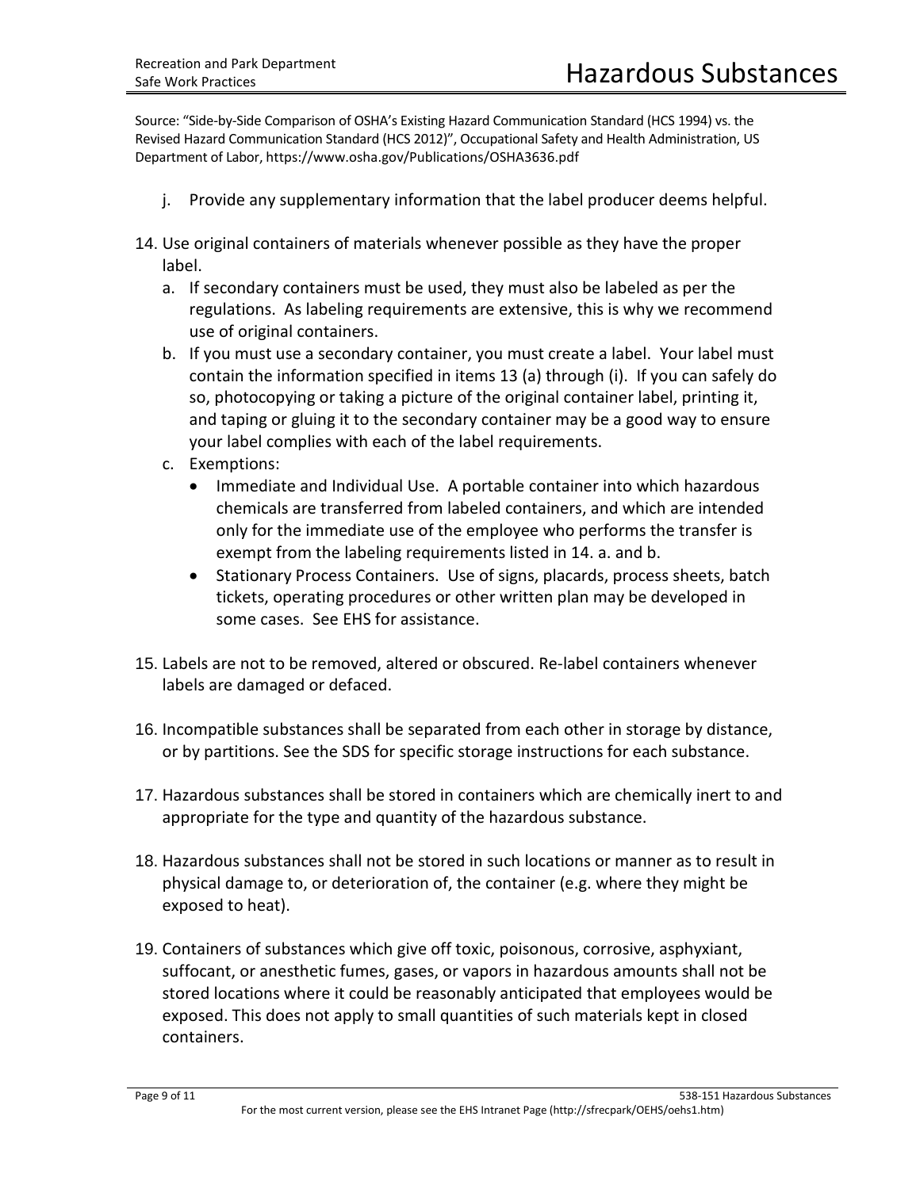Source: “Side-by-Side Comparison of OSHA’s Existing Hazard Communication Standard (HCS 1994) vs. the Revised Hazard Communication Standard (HCS 2012)”, Occupational Safety and Health Administration, US Department of Labor, https://www.osha.gov/Publications/OSHA3636.pdf

j. Provide any supplementary information that the label producer deems helpful.

14. Use original containers of materials whenever possible as they have the proper label.
    a. If secondary containers must be used, they must also be labeled as per the regulations. As labeling requirements are extensive, this is why we recommend use of original containers.
    b. If you must use a secondary container, you must create a label. Your label must contain the information specified in items 13 (a) through (i). If you can safely do so, photocopying or taking a picture of the original container label, printing it, and taping or gluing it to the secondary container may be a good way to ensure your label complies with each of the label requirements.
    c. Exemptions:
        - Immediate and Individual Use. A portable container into which hazardous chemicals are transferred from labeled containers, and which are intended only for the immediate use of the employee who performs the transfer is exempt from the labeling requirements listed in 14. a. and b.
        - Stationary Process Containers. Use of signs, placards, process sheets, batch tickets, operating procedures or other written plan may be developed in some cases. See EHS for assistance.

15. Labels are not to be removed, altered or obscured. Re-label containers whenever labels are damaged or defaced.

16. Incompatible substances shall be separated from each other in storage by distance, or by partitions. See the SDS for specific storage instructions for each substance.

17. Hazardous substances shall be stored in containers which are chemically inert to and appropriate for the type and quantity of the hazardous substance.

18. Hazardous substances shall not be stored in such locations or manner as to result in physical damage to, or deterioration of, the container (e.g. where they might be exposed to heat).

19. Containers of substances which give off toxic, poisonous, corrosive, asphyxiant, suffocant, or anesthetic fumes, gases, or vapors in hazardous amounts shall not be stored locations where it could be reasonably anticipated that employees would be exposed. This does not apply to small quantities of such materials kept in closed containers.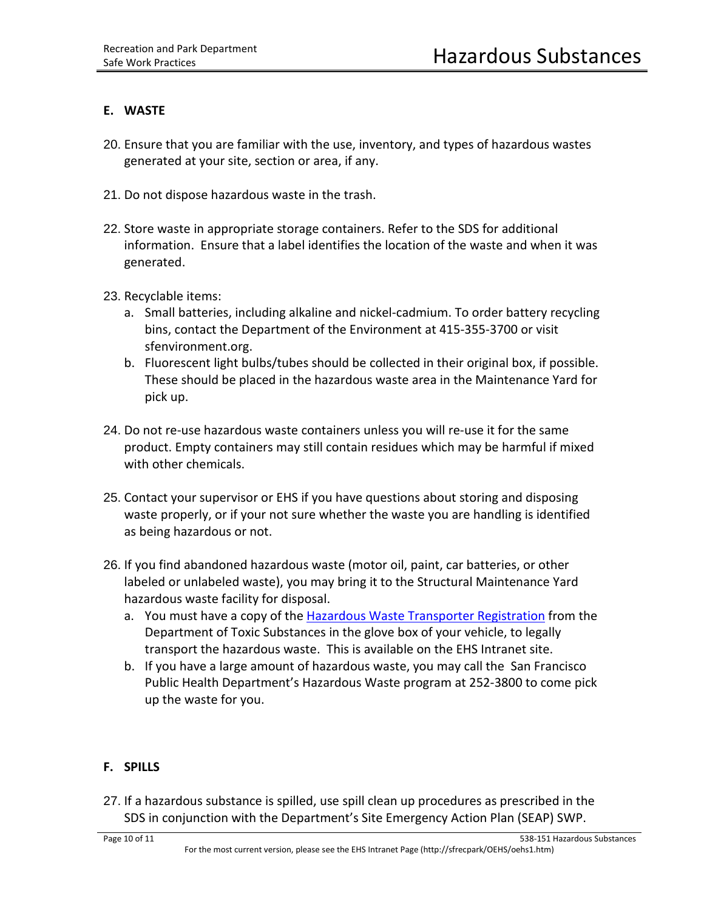## E. WASTE

20. Ensure that you are familiar with the use, inventory, and types of hazardous wastes generated at your site, section or area, if any.

21. Do not dispose hazardous waste in the trash.

22. Store waste in appropriate storage containers. Refer to the SDS for additional information. Ensure that a label identifies the location of the waste and when it was generated.

23. Recyclable items:
    a. Small batteries, including alkaline and nickel-cadmium. To order battery recycling bins, contact the Department of the Environment at 415-355-3700 or visit sfenvironment.org.
    b. Fluorescent light bulbs/tubes should be collected in their original box, if possible. These should be placed in the hazardous waste area in the Maintenance Yard for pick up.

24. Do not re-use hazardous waste containers unless you will re-use it for the same product. Empty containers may still contain residues which may be harmful if mixed with other chemicals.

25. Contact your supervisor or EHS if you have questions about storing and disposing waste properly, or if your not sure whether the waste you are handling is identified as being hazardous or not.

26. If you find abandoned hazardous waste (motor oil, paint, car batteries, or other labeled or unlabeled waste), you may bring it to the Structural Maintenance Yard hazardous waste facility for disposal.
    a. You must have a copy of the Hazardous Waste Transporter Registration from the Department of Toxic Substances in the glove box of your vehicle, to legally transport the hazardous waste. This is available on the EHS Intranet site.
    b. If you have a large amount of hazardous waste, you may call the San Francisco Public Health Department's Hazardous Waste program at 252-3800 to come pick up the waste for you.

## F. SPILLS

27. If a hazardous substance is spilled, use spill clean up procedures as prescribed in the SDS in conjunction with the Department's Site Emergency Action Plan (SEAP) SWP.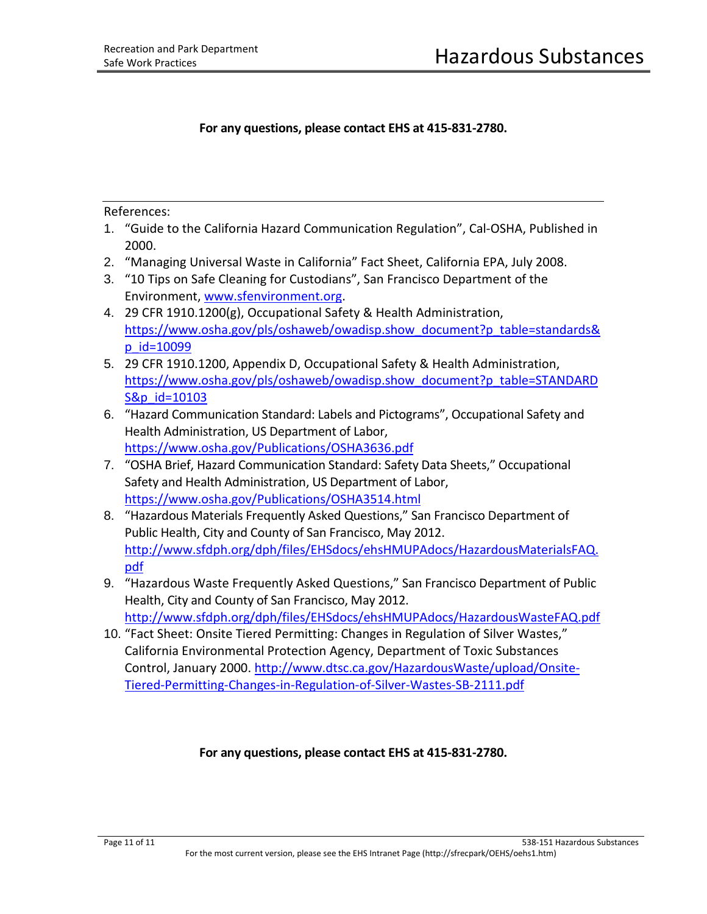**For any questions, please contact EHS at 415-831-2780.**

---

References:

1. "Guide to the California Hazard Communication Regulation", Cal-OSHA, Published in 2000.
2. "Managing Universal Waste in California" Fact Sheet, California EPA, July 2008.
3. "10 Tips on Safe Cleaning for Custodians", San Francisco Department of the Environment, www.sfenvironment.org.
4. 29 CFR 1910.1200(g), Occupational Safety & Health Administration, https://www.osha.gov/pls/oshaweb/owadisp.show_document?p_table=standards&p_id=10099
5. 29 CFR 1910.1200, Appendix D, Occupational Safety & Health Administration, https://www.osha.gov/pls/oshaweb/owadisp.show_document?p_table=STANDARDS&p_id=10103
6. "Hazard Communication Standard: Labels and Pictograms", Occupational Safety and Health Administration, US Department of Labor, https://www.osha.gov/Publications/OSHA3636.pdf
7. "OSHA Brief, Hazard Communication Standard: Safety Data Sheets," Occupational Safety and Health Administration, US Department of Labor, https://www.osha.gov/Publications/OSHA3514.html
8. "Hazardous Materials Frequently Asked Questions," San Francisco Department of Public Health, City and County of San Francisco, May 2012. http://www.sfdph.org/dph/files/EHSdocs/ehsHMUPAdocs/HazardousMaterialsFAQ.pdf
9. "Hazardous Waste Frequently Asked Questions," San Francisco Department of Public Health, City and County of San Francisco, May 2012. http://www.sfdph.org/dph/files/EHSdocs/ehsHMUPAdocs/HazardousWasteFAQ.pdf
10. "Fact Sheet: Onsite Tiered Permitting: Changes in Regulation of Silver Wastes," California Environmental Protection Agency, Department of Toxic Substances Control, January 2000. http://www.dtsc.ca.gov/HazardousWaste/upload/Onsite-Tiered-Permitting-Changes-in-Regulation-of-Silver-Wastes-SB-2111.pdf

**For any questions, please contact EHS at 415-831-2780.**